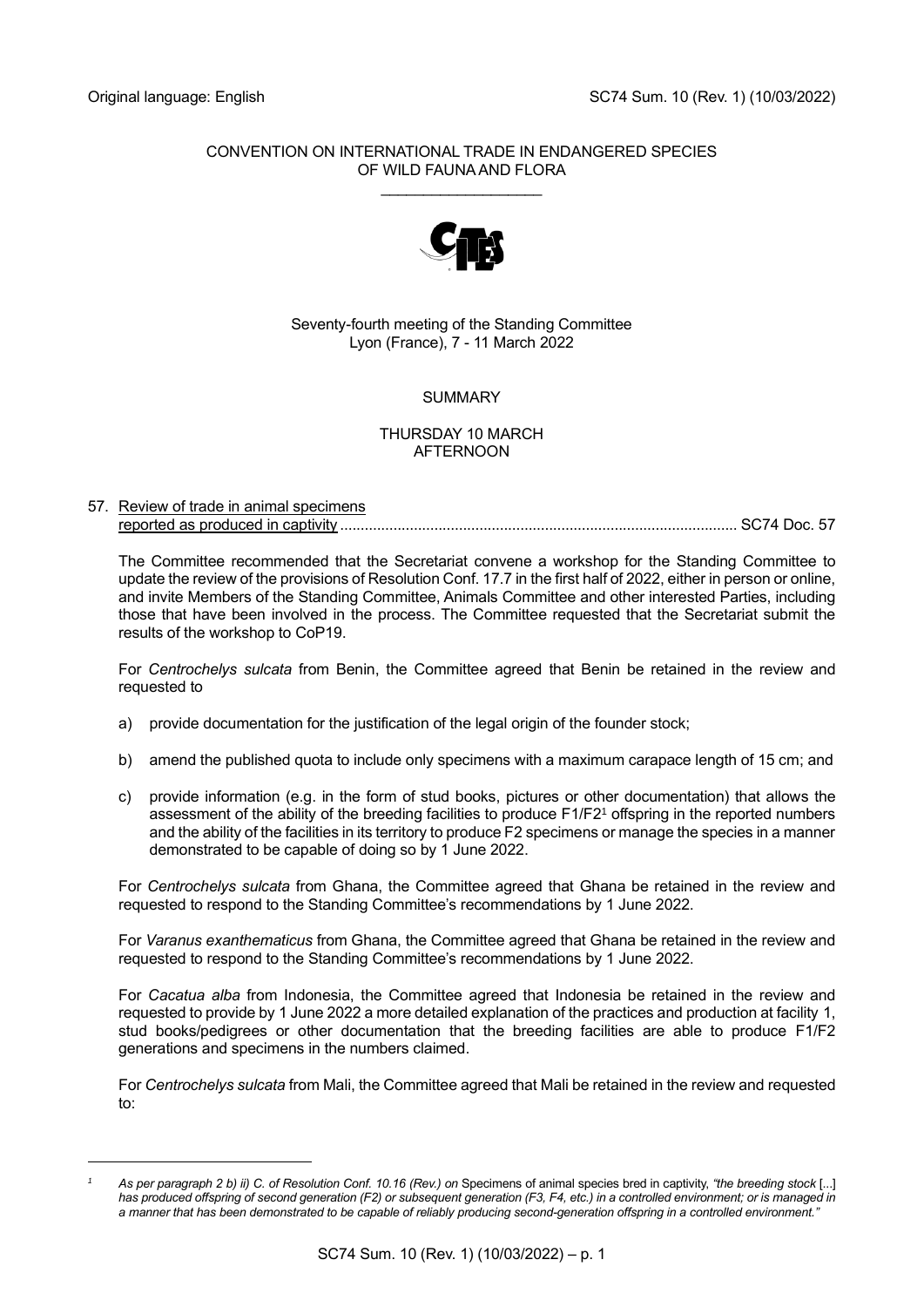Original language: English

SC74 Sum. 10 (Rev. 1) (10/03/2022)

CONVENTION ON INTERNATIONAL TRADE IN ENDANGERED SPECIES
OF WILD FAUNA AND FLORA

\_\_\_\_\_\_\_\_\_\_\_\_\_\_\_\_\_\_\_

Seventy-fourth meeting of the Standing Committee
Lyon (France), 7 - 11 March 2022

SUMMARY

THURSDAY 10 MARCH
AFTERNOON

57. Review of trade in animal specimens reported as produced in captivity ............................................................................................ SC74 Doc. 57

The Committee recommended that the Secretariat convene a workshop for the Standing Committee to update the review of the provisions of Resolution Conf. 17.7 in the first half of 2022, either in person or online, and invite Members of the Standing Committee, Animals Committee and other interested Parties, including those that have been involved in the process. The Committee requested that the Secretariat submit the results of the workshop to CoP19.

For *Centrochelys sulcata* from Benin, the Committee agreed that Benin be retained in the review and requested to

a) provide documentation for the justification of the legal origin of the founder stock;

b) amend the published quota to include only specimens with a maximum carapace length of 15 cm; and

c) provide information (e.g. in the form of stud books, pictures or other documentation) that allows the assessment of the ability of the breeding facilities to produce F1/F2[1] offspring in the reported numbers and the ability of the facilities in its territory to produce F2 specimens or manage the species in a manner demonstrated to be capable of doing so by 1 June 2022.

For *Centrochelys sulcata* from Ghana, the Committee agreed that Ghana be retained in the review and requested to respond to the Standing Committee's recommendations by 1 June 2022.

For *Varanus exanthematicus* from Ghana, the Committee agreed that Ghana be retained in the review and requested to respond to the Standing Committee's recommendations by 1 June 2022.

For *Cacatua alba* from Indonesia, the Committee agreed that Indonesia be retained in the review and requested to provide by 1 June 2022 a more detailed explanation of the practices and production at facility 1, stud books/pedigrees or other documentation that the breeding facilities are able to produce F1/F2 generations and specimens in the numbers claimed.

For *Centrochelys sulcata* from Mali, the Committee agreed that Mali be retained in the review and requested to:

---

[1] *As per paragraph 2 b) ii) C. of Resolution Conf. 10.16 (Rev.) on* Specimens of animal species bred in captivity, *"the breeding stock* [...] *has produced offspring of second generation (F2) or subsequent generation (F3, F4, etc.) in a controlled environment; or is managed in a manner that has been demonstrated to be capable of reliably producing second-generation offspring in a controlled environment."*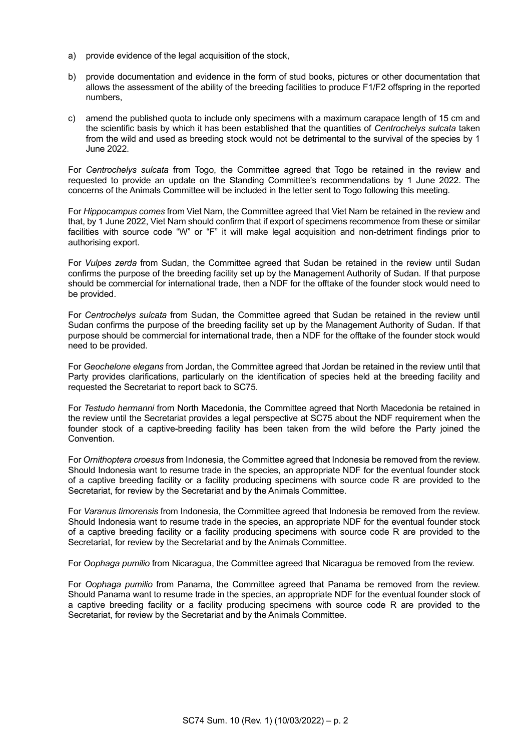a) provide evidence of the legal acquisition of the stock,

b) provide documentation and evidence in the form of stud books, pictures or other documentation that allows the assessment of the ability of the breeding facilities to produce F1/F2 offspring in the reported numbers,

c) amend the published quota to include only specimens with a maximum carapace length of 15 cm and the scientific basis by which it has been established that the quantities of *Centrochelys sulcata* taken from the wild and used as breeding stock would not be detrimental to the survival of the species by 1 June 2022.

For *Centrochelys sulcata* from Togo, the Committee agreed that Togo be retained in the review and requested to provide an update on the Standing Committee's recommendations by 1 June 2022. The concerns of the Animals Committee will be included in the letter sent to Togo following this meeting.

For *Hippocampus comes* from Viet Nam, the Committee agreed that Viet Nam be retained in the review and that, by 1 June 2022, Viet Nam should confirm that if export of specimens recommence from these or similar facilities with source code "W" or "F" it will make legal acquisition and non-detriment findings prior to authorising export.

For *Vulpes zerda* from Sudan, the Committee agreed that Sudan be retained in the review until Sudan confirms the purpose of the breeding facility set up by the Management Authority of Sudan. If that purpose should be commercial for international trade, then a NDF for the offtake of the founder stock would need to be provided.

For *Centrochelys sulcata* from Sudan, the Committee agreed that Sudan be retained in the review until Sudan confirms the purpose of the breeding facility set up by the Management Authority of Sudan. If that purpose should be commercial for international trade, then a NDF for the offtake of the founder stock would need to be provided.

For *Geochelone elegans* from Jordan, the Committee agreed that Jordan be retained in the review until that Party provides clarifications, particularly on the identification of species held at the breeding facility and requested the Secretariat to report back to SC75.

For *Testudo hermanni* from North Macedonia, the Committee agreed that North Macedonia be retained in the review until the Secretariat provides a legal perspective at SC75 about the NDF requirement when the founder stock of a captive-breeding facility has been taken from the wild before the Party joined the Convention.

For *Ornithoptera croesus* from Indonesia, the Committee agreed that Indonesia be removed from the review. Should Indonesia want to resume trade in the species, an appropriate NDF for the eventual founder stock of a captive breeding facility or a facility producing specimens with source code R are provided to the Secretariat, for review by the Secretariat and by the Animals Committee.

For *Varanus timorensis* from Indonesia, the Committee agreed that Indonesia be removed from the review. Should Indonesia want to resume trade in the species, an appropriate NDF for the eventual founder stock of a captive breeding facility or a facility producing specimens with source code R are provided to the Secretariat, for review by the Secretariat and by the Animals Committee.

For *Oophaga pumilio* from Nicaragua, the Committee agreed that Nicaragua be removed from the review.

For *Oophaga pumilio* from Panama, the Committee agreed that Panama be removed from the review. Should Panama want to resume trade in the species, an appropriate NDF for the eventual founder stock of a captive breeding facility or a facility producing specimens with source code R are provided to the Secretariat, for review by the Secretariat and by the Animals Committee.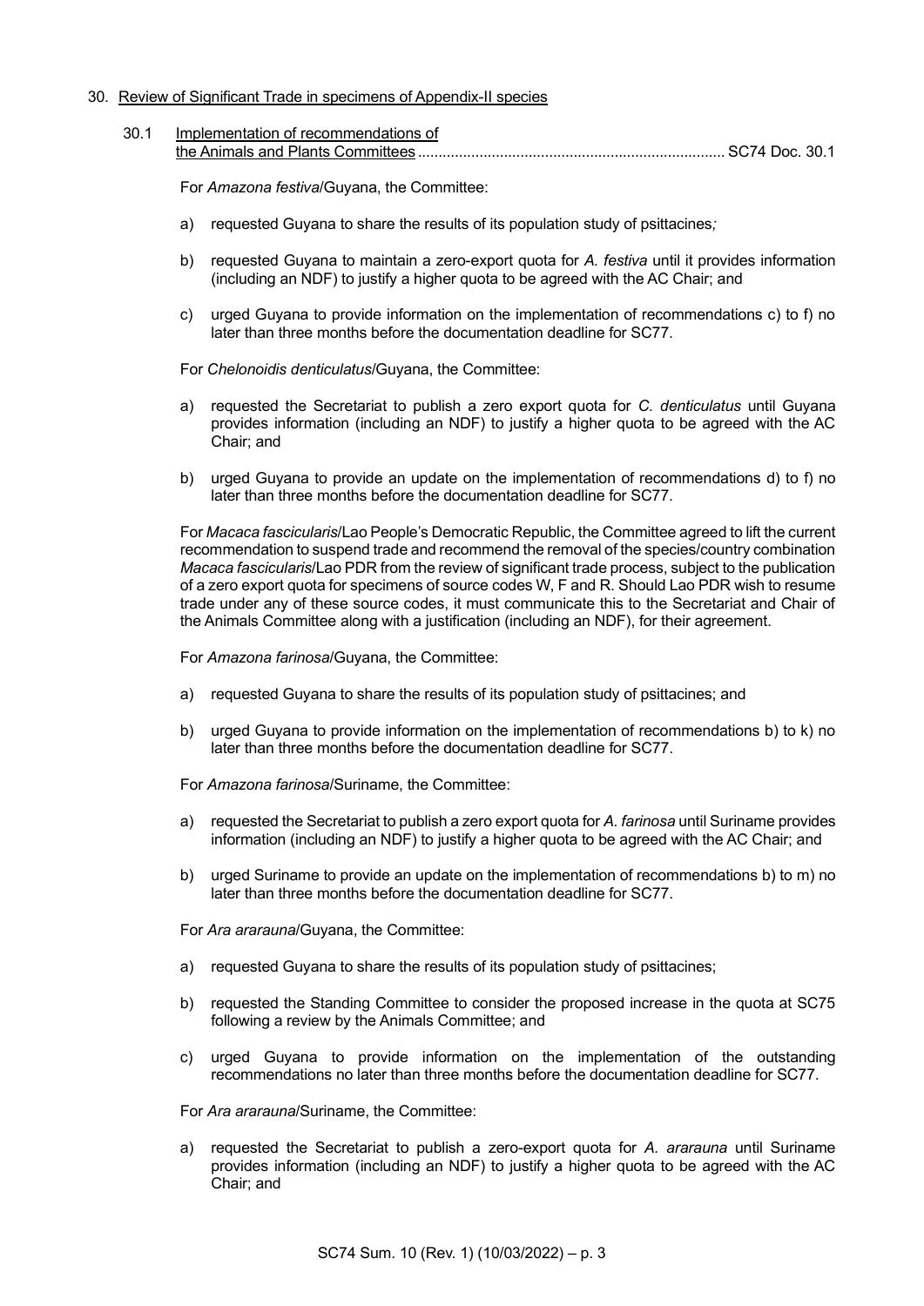30. Review of Significant Trade in specimens of Appendix-II species

    30.1 Implementation of recommendations of the Animals and Plants Committees .......................................................................... SC74 Doc. 30.1

For *Amazona festiva*/Guyana, the Committee:

a) requested Guyana to share the results of its population study of psittacines*;*

b) requested Guyana to maintain a zero-export quota for *A. festiva* until it provides information (including an NDF) to justify a higher quota to be agreed with the AC Chair; and

c) urged Guyana to provide information on the implementation of recommendations c) to f) no later than three months before the documentation deadline for SC77.

For *Chelonoidis denticulatus*/Guyana, the Committee:

a) requested the Secretariat to publish a zero export quota for *C. denticulatus* until Guyana provides information (including an NDF) to justify a higher quota to be agreed with the AC Chair; and

b) urged Guyana to provide an update on the implementation of recommendations d) to f) no later than three months before the documentation deadline for SC77.

For *Macaca fascicularis*/Lao People's Democratic Republic, the Committee agreed to lift the current recommendation to suspend trade and recommend the removal of the species/country combination *Macaca fascicularis*/Lao PDR from the review of significant trade process, subject to the publication of a zero export quota for specimens of source codes W, F and R. Should Lao PDR wish to resume trade under any of these source codes, it must communicate this to the Secretariat and Chair of the Animals Committee along with a justification (including an NDF), for their agreement.

For *Amazona farinosa*/Guyana, the Committee:

a) requested Guyana to share the results of its population study of psittacines; and

b) urged Guyana to provide information on the implementation of recommendations b) to k) no later than three months before the documentation deadline for SC77.

For *Amazona farinosa*/Suriname, the Committee:

a) requested the Secretariat to publish a zero export quota for *A. farinosa* until Suriname provides information (including an NDF) to justify a higher quota to be agreed with the AC Chair; and

b) urged Suriname to provide an update on the implementation of recommendations b) to m) no later than three months before the documentation deadline for SC77.

For *Ara ararauna*/Guyana, the Committee:

a) requested Guyana to share the results of its population study of psittacines;

b) requested the Standing Committee to consider the proposed increase in the quota at SC75 following a review by the Animals Committee; and

c) urged Guyana to provide information on the implementation of the outstanding recommendations no later than three months before the documentation deadline for SC77.

For *Ara ararauna*/Suriname, the Committee:

a) requested the Secretariat to publish a zero-export quota for *A. ararauna* until Suriname provides information (including an NDF) to justify a higher quota to be agreed with the AC Chair; and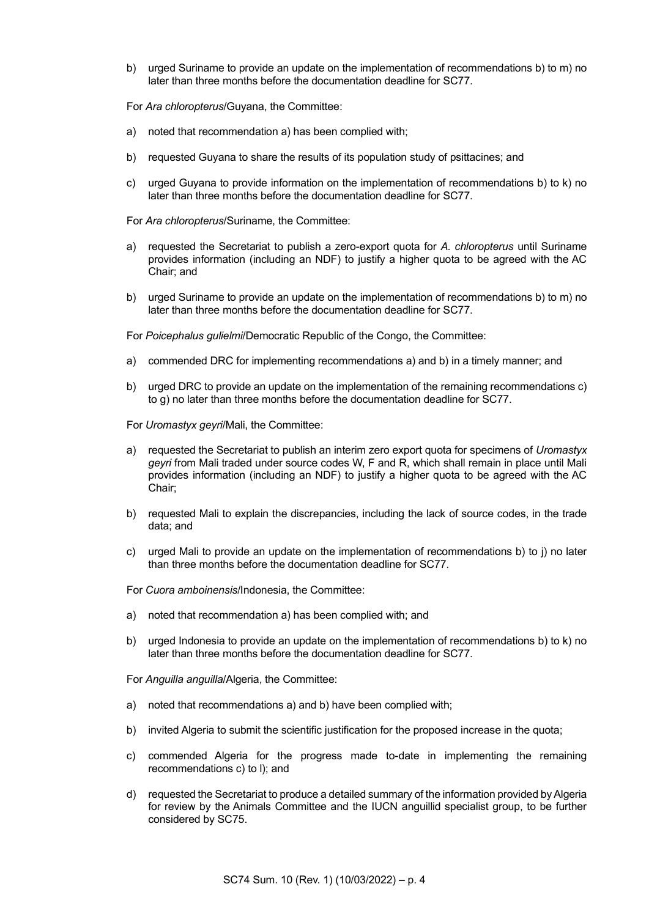b) urged Suriname to provide an update on the implementation of recommendations b) to m) no later than three months before the documentation deadline for SC77.

For *Ara chloropterus*/Guyana, the Committee:

a) noted that recommendation a) has been complied with;

b) requested Guyana to share the results of its population study of psittacines; and

c) urged Guyana to provide information on the implementation of recommendations b) to k) no later than three months before the documentation deadline for SC77.

For *Ara chloropterus*/Suriname, the Committee:

a) requested the Secretariat to publish a zero-export quota for *A. chloropterus* until Suriname provides information (including an NDF) to justify a higher quota to be agreed with the AC Chair; and

b) urged Suriname to provide an update on the implementation of recommendations b) to m) no later than three months before the documentation deadline for SC77.

For *Poicephalus gulielmi*/Democratic Republic of the Congo, the Committee:

a) commended DRC for implementing recommendations a) and b) in a timely manner; and

b) urged DRC to provide an update on the implementation of the remaining recommendations c) to g) no later than three months before the documentation deadline for SC77.

For *Uromastyx geyri*/Mali, the Committee:

a) requested the Secretariat to publish an interim zero export quota for specimens of *Uromastyx geyri* from Mali traded under source codes W, F and R, which shall remain in place until Mali provides information (including an NDF) to justify a higher quota to be agreed with the AC Chair;

b) requested Mali to explain the discrepancies, including the lack of source codes, in the trade data; and

c) urged Mali to provide an update on the implementation of recommendations b) to j) no later than three months before the documentation deadline for SC77.

For *Cuora amboinensis*/Indonesia, the Committee:

a) noted that recommendation a) has been complied with; and

b) urged Indonesia to provide an update on the implementation of recommendations b) to k) no later than three months before the documentation deadline for SC77.

For *Anguilla anguilla*/Algeria, the Committee:

a) noted that recommendations a) and b) have been complied with;

b) invited Algeria to submit the scientific justification for the proposed increase in the quota;

c) commended Algeria for the progress made to-date in implementing the remaining recommendations c) to l); and

d) requested the Secretariat to produce a detailed summary of the information provided by Algeria for review by the Animals Committee and the IUCN anguillid specialist group, to be further considered by SC75.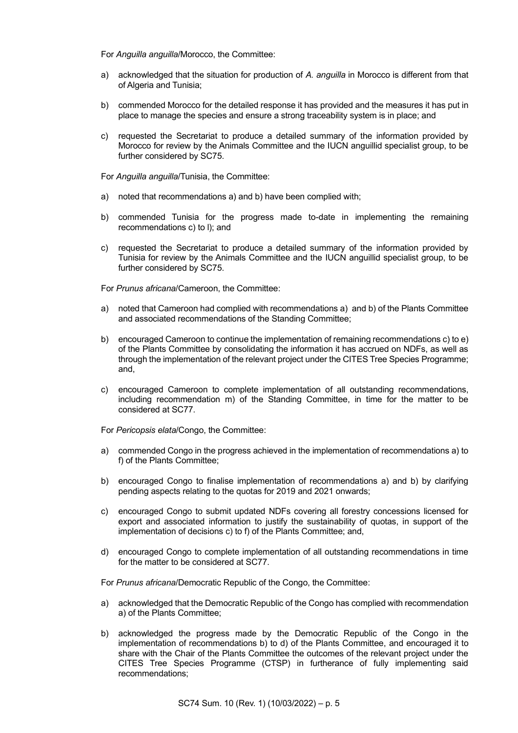For *Anguilla anguilla*/Morocco, the Committee:

a) acknowledged that the situation for production of *A. anguilla* in Morocco is different from that of Algeria and Tunisia;

b) commended Morocco for the detailed response it has provided and the measures it has put in place to manage the species and ensure a strong traceability system is in place; and

c) requested the Secretariat to produce a detailed summary of the information provided by Morocco for review by the Animals Committee and the IUCN anguillid specialist group, to be further considered by SC75.

For *Anguilla anguilla*/Tunisia, the Committee:

a) noted that recommendations a) and b) have been complied with;

b) commended Tunisia for the progress made to-date in implementing the remaining recommendations c) to l); and

c) requested the Secretariat to produce a detailed summary of the information provided by Tunisia for review by the Animals Committee and the IUCN anguillid specialist group, to be further considered by SC75.

For *Prunus africana*/Cameroon, the Committee:

a) noted that Cameroon had complied with recommendations a) and b) of the Plants Committee and associated recommendations of the Standing Committee;

b) encouraged Cameroon to continue the implementation of remaining recommendations c) to e) of the Plants Committee by consolidating the information it has accrued on NDFs, as well as through the implementation of the relevant project under the CITES Tree Species Programme; and,

c) encouraged Cameroon to complete implementation of all outstanding recommendations, including recommendation m) of the Standing Committee, in time for the matter to be considered at SC77.

For *Pericopsis elata*/Congo, the Committee:

a) commended Congo in the progress achieved in the implementation of recommendations a) to f) of the Plants Committee;

b) encouraged Congo to finalise implementation of recommendations a) and b) by clarifying pending aspects relating to the quotas for 2019 and 2021 onwards;

c) encouraged Congo to submit updated NDFs covering all forestry concessions licensed for export and associated information to justify the sustainability of quotas, in support of the implementation of decisions c) to f) of the Plants Committee; and,

d) encouraged Congo to complete implementation of all outstanding recommendations in time for the matter to be considered at SC77.

For *Prunus africana*/Democratic Republic of the Congo, the Committee:

a) acknowledged that the Democratic Republic of the Congo has complied with recommendation a) of the Plants Committee;

b) acknowledged the progress made by the Democratic Republic of the Congo in the implementation of recommendations b) to d) of the Plants Committee, and encouraged it to share with the Chair of the Plants Committee the outcomes of the relevant project under the CITES Tree Species Programme (CTSP) in furtherance of fully implementing said recommendations;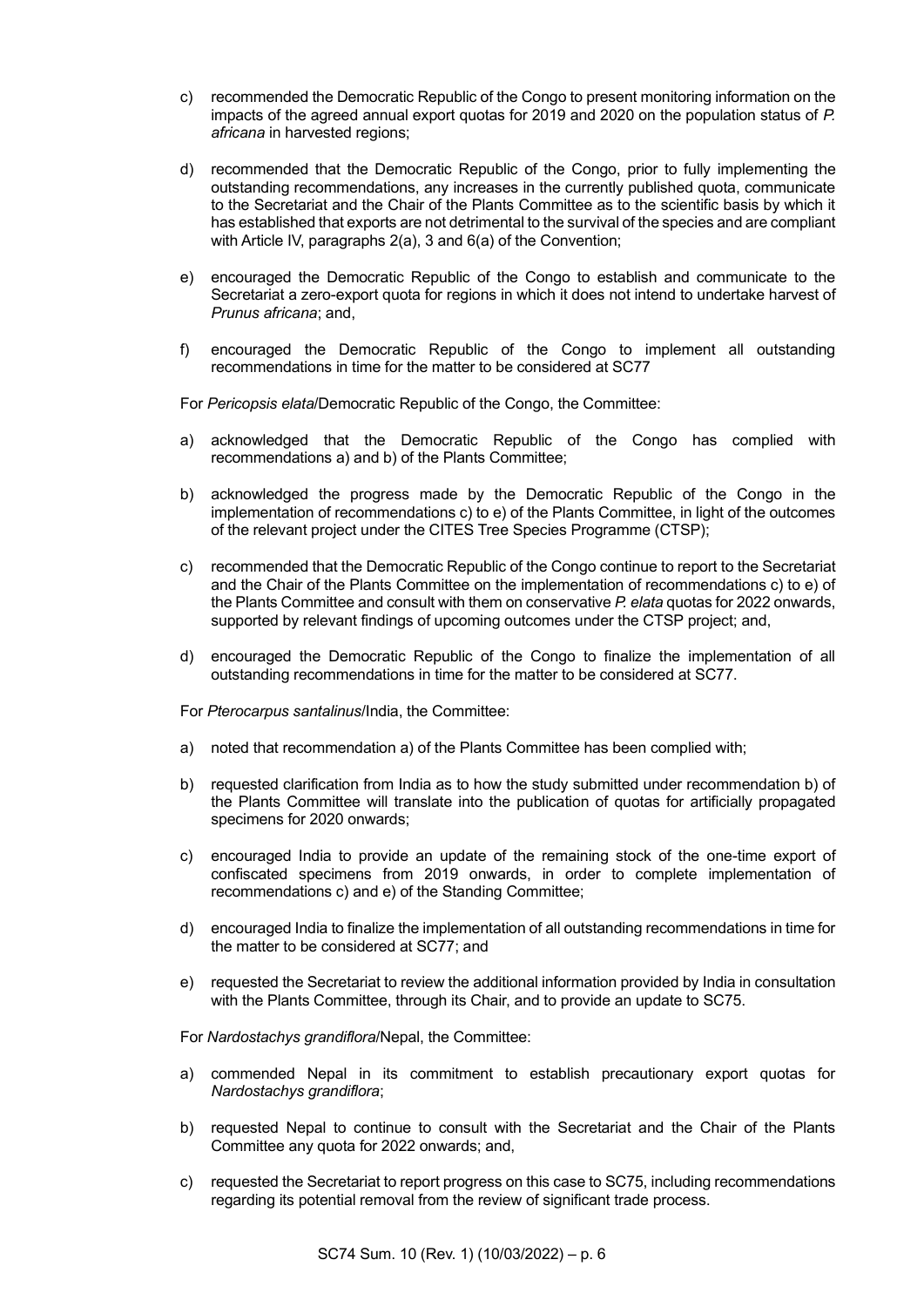c) recommended the Democratic Republic of the Congo to present monitoring information on the impacts of the agreed annual export quotas for 2019 and 2020 on the population status of *P. africana* in harvested regions;

d) recommended that the Democratic Republic of the Congo, prior to fully implementing the outstanding recommendations, any increases in the currently published quota, communicate to the Secretariat and the Chair of the Plants Committee as to the scientific basis by which it has established that exports are not detrimental to the survival of the species and are compliant with Article IV, paragraphs 2(a), 3 and 6(a) of the Convention;

e) encouraged the Democratic Republic of the Congo to establish and communicate to the Secretariat a zero-export quota for regions in which it does not intend to undertake harvest of *Prunus africana*; and,

f) encouraged the Democratic Republic of the Congo to implement all outstanding recommendations in time for the matter to be considered at SC77

For *Pericopsis elata*/Democratic Republic of the Congo, the Committee:

a) acknowledged that the Democratic Republic of the Congo has complied with recommendations a) and b) of the Plants Committee;

b) acknowledged the progress made by the Democratic Republic of the Congo in the implementation of recommendations c) to e) of the Plants Committee, in light of the outcomes of the relevant project under the CITES Tree Species Programme (CTSP);

c) recommended that the Democratic Republic of the Congo continue to report to the Secretariat and the Chair of the Plants Committee on the implementation of recommendations c) to e) of the Plants Committee and consult with them on conservative *P. elata* quotas for 2022 onwards, supported by relevant findings of upcoming outcomes under the CTSP project; and,

d) encouraged the Democratic Republic of the Congo to finalize the implementation of all outstanding recommendations in time for the matter to be considered at SC77.

For *Pterocarpus santalinus*/India, the Committee:

a) noted that recommendation a) of the Plants Committee has been complied with;

b) requested clarification from India as to how the study submitted under recommendation b) of the Plants Committee will translate into the publication of quotas for artificially propagated specimens for 2020 onwards;

c) encouraged India to provide an update of the remaining stock of the one-time export of confiscated specimens from 2019 onwards, in order to complete implementation of recommendations c) and e) of the Standing Committee;

d) encouraged India to finalize the implementation of all outstanding recommendations in time for the matter to be considered at SC77; and

e) requested the Secretariat to review the additional information provided by India in consultation with the Plants Committee, through its Chair, and to provide an update to SC75.

For *Nardostachys grandiflora*/Nepal, the Committee:

a) commended Nepal in its commitment to establish precautionary export quotas for *Nardostachys grandiflora*;

b) requested Nepal to continue to consult with the Secretariat and the Chair of the Plants Committee any quota for 2022 onwards; and,

c) requested the Secretariat to report progress on this case to SC75, including recommendations regarding its potential removal from the review of significant trade process.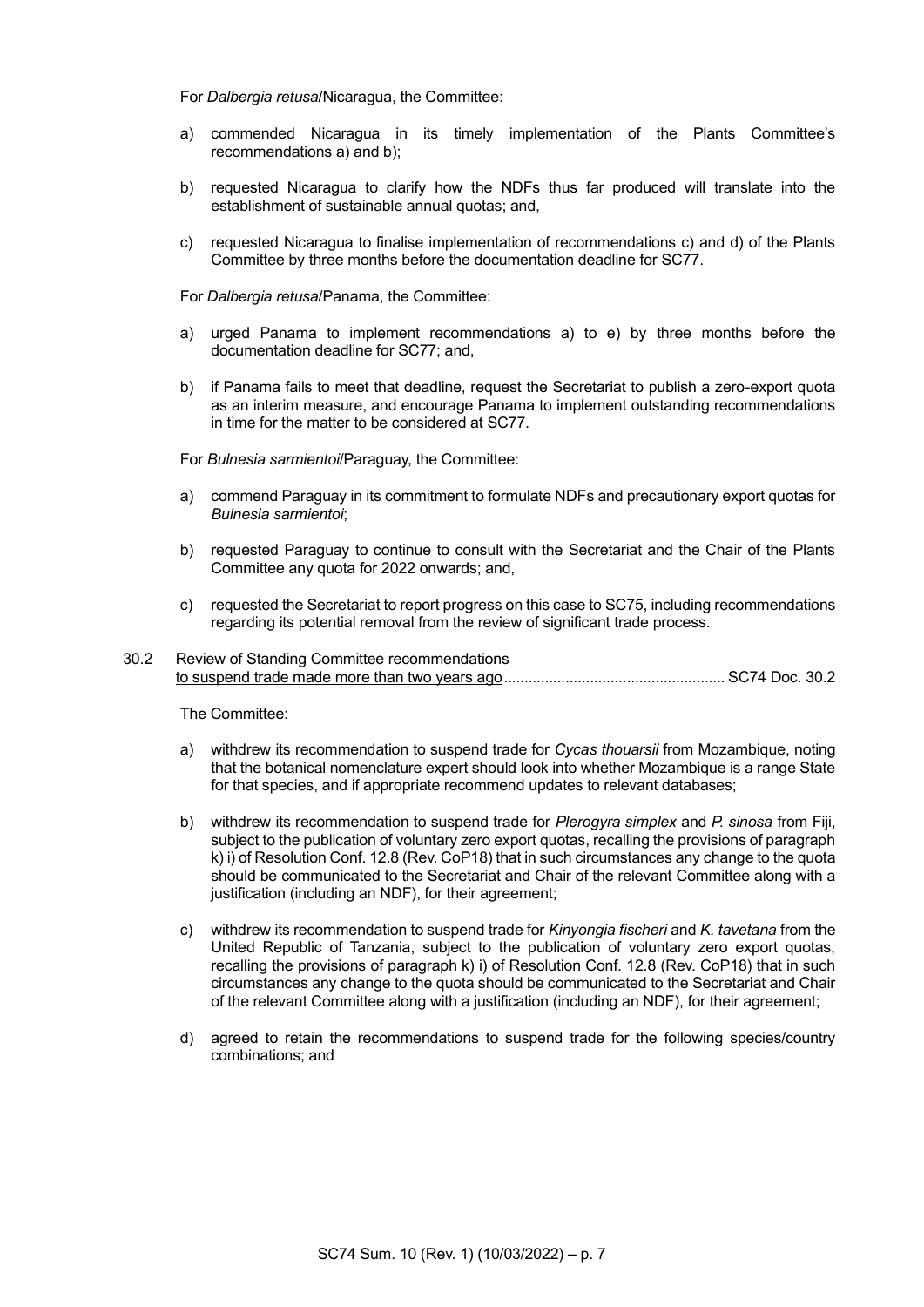For *Dalbergia retusa*/Nicaragua, the Committee:

a) commended Nicaragua in its timely implementation of the Plants Committee's recommendations a) and b);

b) requested Nicaragua to clarify how the NDFs thus far produced will translate into the establishment of sustainable annual quotas; and,

c) requested Nicaragua to finalise implementation of recommendations c) and d) of the Plants Committee by three months before the documentation deadline for SC77.

For *Dalbergia retusa*/Panama, the Committee:

a) urged Panama to implement recommendations a) to e) by three months before the documentation deadline for SC77; and,

b) if Panama fails to meet that deadline, request the Secretariat to publish a zero-export quota as an interim measure, and encourage Panama to implement outstanding recommendations in time for the matter to be considered at SC77.

For *Bulnesia sarmientoi*/Paraguay, the Committee:

a) commend Paraguay in its commitment to formulate NDFs and precautionary export quotas for *Bulnesia sarmientoi*;

b) requested Paraguay to continue to consult with the Secretariat and the Chair of the Plants Committee any quota for 2022 onwards; and,

c) requested the Secretariat to report progress on this case to SC75, including recommendations regarding its potential removal from the review of significant trade process.

30.2 Review of Standing Committee recommendations to suspend trade made more than two years ago ...................................................... SC74 Doc. 30.2

The Committee:

a) withdrew its recommendation to suspend trade for *Cycas thouarsii* from Mozambique, noting that the botanical nomenclature expert should look into whether Mozambique is a range State for that species, and if appropriate recommend updates to relevant databases;

b) withdrew its recommendation to suspend trade for *Plerogyra simplex* and *P. sinosa* from Fiji, subject to the publication of voluntary zero export quotas, recalling the provisions of paragraph k) i) of Resolution Conf. 12.8 (Rev. CoP18) that in such circumstances any change to the quota should be communicated to the Secretariat and Chair of the relevant Committee along with a justification (including an NDF), for their agreement;

c) withdrew its recommendation to suspend trade for *Kinyongia fischeri* and *K. tavetana* from the United Republic of Tanzania, subject to the publication of voluntary zero export quotas, recalling the provisions of paragraph k) i) of Resolution Conf. 12.8 (Rev. CoP18) that in such circumstances any change to the quota should be communicated to the Secretariat and Chair of the relevant Committee along with a justification (including an NDF), for their agreement;

d) agreed to retain the recommendations to suspend trade for the following species/country combinations; and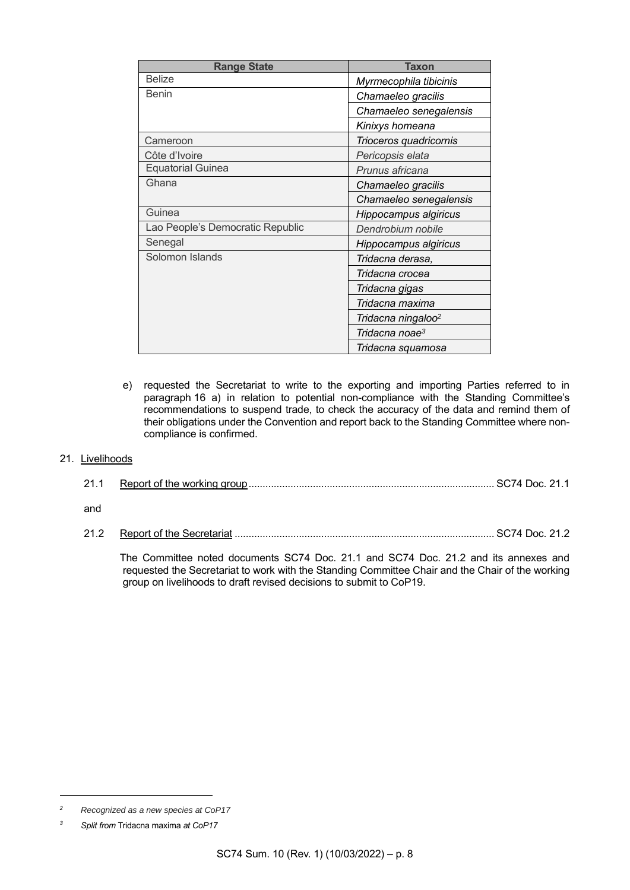| Range State | Taxon |
| --- | --- |
| Belize | *Myrmecophila tibicinis* |
| Benin | *Chamaeleo gracilis* |
| | *Chamaeleo senegalensis* |
| | *Kinixys homeana* |
| Cameroon | *Trioceros quadricornis* |
| Côte d'Ivoire | *Pericopsis elata* |
| Equatorial Guinea | *Prunus africana* |
| Ghana | *Chamaeleo gracilis* |
| | *Chamaeleo senegalensis* |
| Guinea | *Hippocampus algiricus* |
| Lao People's Democratic Republic | *Dendrobium nobile* |
| Senegal | *Hippocampus algiricus* |
| Solomon Islands | *Tridacna derasa,* |
| | *Tridacna crocea* |
| | *Tridacna gigas* |
| | *Tridacna maxima* |
| | *Tridacna ningaloo*[2] |
| | *Tridacna noae*[3] |
| | *Tridacna squamosa* |

e) requested the Secretariat to write to the exporting and importing Parties referred to in paragraph 16 a) in relation to potential non-compliance with the Standing Committee's recommendations to suspend trade, to check the accuracy of the data and remind them of their obligations under the Convention and report back to the Standing Committee where non-compliance is confirmed.

21. Livelihoods

21.1 Report of the working group ....................................................................................... SC74 Doc. 21.1

and

21.2 Report of the Secretariat ............................................................................................ SC74 Doc. 21.2

The Committee noted documents SC74 Doc. 21.1 and SC74 Doc. 21.2 and its annexes and requested the Secretariat to work with the Standing Committee Chair and the Chair of the working group on livelihoods to draft revised decisions to submit to CoP19.

---

[2] *Recognized as a new species at CoP17*

[3] *Split from* Tridacna maxima *at CoP17*